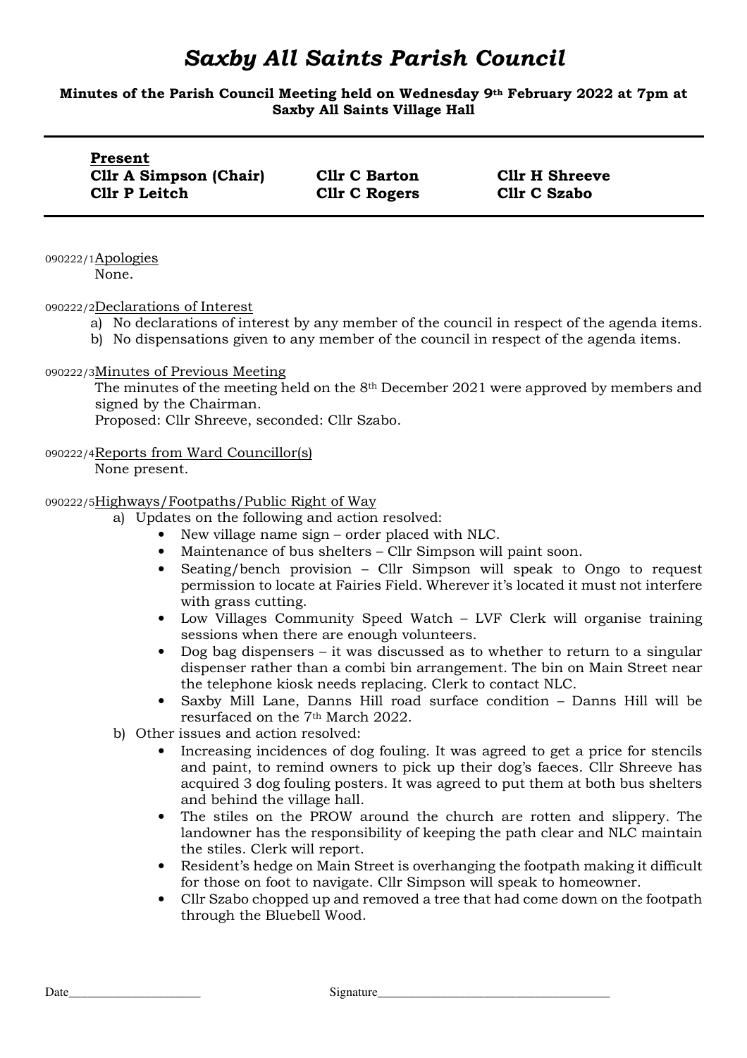# *Saxby All Saints Parish Council*

**Minutes of the Parish Council Meeting held on Wednesday 9th February 2022 at 7pm at Saxby All Saints Village Hall**

**Present**

| | | |
|---|---|---|
| **Cllr A Simpson (Chair)** | **Cllr C Barton** | **Cllr H Shreeve** |
| **Cllr P Leitch** | **Cllr C Rogers** | **Cllr C Szabo** |

090222/1 Apologies

None.

090222/2 Declarations of Interest

a) No declarations of interest by any member of the council in respect of the agenda items.
b) No dispensations given to any member of the council in respect of the agenda items.

090222/3 Minutes of Previous Meeting

The minutes of the meeting held on the 8th December 2021 were approved by members and signed by the Chairman.
Proposed: Cllr Shreeve, seconded: Cllr Szabo.

090222/4 Reports from Ward Councillor(s)

None present.

090222/5 Highways/Footpaths/Public Right of Way

a) Updates on the following and action resolved:
   - New village name sign – order placed with NLC.
   - Maintenance of bus shelters – Cllr Simpson will paint soon.
   - Seating/bench provision – Cllr Simpson will speak to Ongo to request permission to locate at Fairies Field. Wherever it's located it must not interfere with grass cutting.
   - Low Villages Community Speed Watch – LVF Clerk will organise training sessions when there are enough volunteers.
   - Dog bag dispensers – it was discussed as to whether to return to a singular dispenser rather than a combi bin arrangement. The bin on Main Street near the telephone kiosk needs replacing. Clerk to contact NLC.
   - Saxby Mill Lane, Danns Hill road surface condition – Danns Hill will be resurfaced on the 7th March 2022.

b) Other issues and action resolved:
   - Increasing incidences of dog fouling. It was agreed to get a price for stencils and paint, to remind owners to pick up their dog's faeces. Cllr Shreeve has acquired 3 dog fouling posters. It was agreed to put them at both bus shelters and behind the village hall.
   - The stiles on the PROW around the church are rotten and slippery. The landowner has the responsibility of keeping the path clear and NLC maintain the stiles. Clerk will report.
   - Resident's hedge on Main Street is overhanging the footpath making it difficult for those on foot to navigate. Cllr Simpson will speak to homeowner.
   - Cllr Szabo chopped up and removed a tree that had come down on the footpath through the Bluebell Wood.

Date_____________________ Signature_____________________________________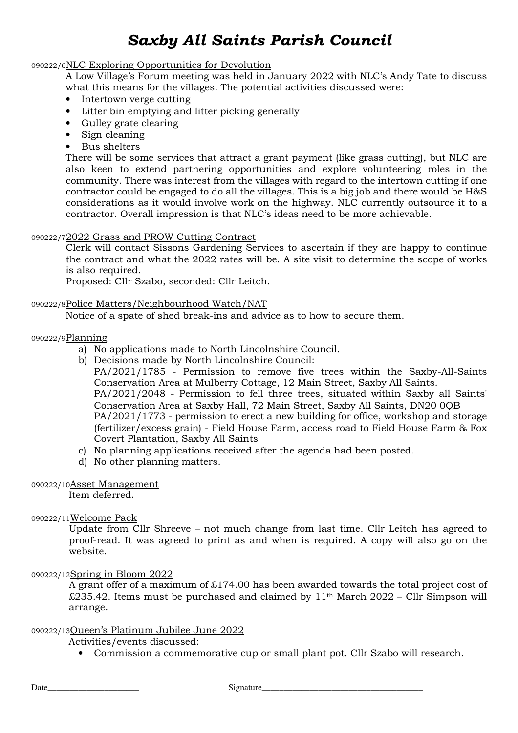# *Saxby All Saints Parish Council*

090222/6 NLC Exploring Opportunities for Devolution

A Low Village's Forum meeting was held in January 2022 with NLC's Andy Tate to discuss what this means for the villages. The potential activities discussed were:

- Intertown verge cutting
- Litter bin emptying and litter picking generally
- Gulley grate clearing
- Sign cleaning
- Bus shelters

There will be some services that attract a grant payment (like grass cutting), but NLC are also keen to extend partnering opportunities and explore volunteering roles in the community. There was interest from the villages with regard to the intertown cutting if one contractor could be engaged to do all the villages. This is a big job and there would be H&S considerations as it would involve work on the highway. NLC currently outsource it to a contractor. Overall impression is that NLC's ideas need to be more achievable.

090222/7 2022 Grass and PROW Cutting Contract

Clerk will contact Sissons Gardening Services to ascertain if they are happy to continue the contract and what the 2022 rates will be. A site visit to determine the scope of works is also required.

Proposed: Cllr Szabo, seconded: Cllr Leitch.

090222/8 Police Matters/Neighbourhood Watch/NAT

Notice of a spate of shed break-ins and advice as to how to secure them.

090222/9 Planning

a) No applications made to North Lincolnshire Council.
b) Decisions made by North Lincolnshire Council:
   PA/2021/1785 - Permission to remove five trees within the Saxby-All-Saints Conservation Area at Mulberry Cottage, 12 Main Street, Saxby All Saints.
   PA/2021/2048 - Permission to fell three trees, situated within Saxby all Saints' Conservation Area at Saxby Hall, 72 Main Street, Saxby All Saints, DN20 0QB
   PA/2021/1773 - permission to erect a new building for office, workshop and storage (fertilizer/excess grain) - Field House Farm, access road to Field House Farm & Fox Covert Plantation, Saxby All Saints
c) No planning applications received after the agenda had been posted.
d) No other planning matters.

090222/10 Asset Management

Item deferred.

090222/11 Welcome Pack

Update from Cllr Shreeve – not much change from last time. Cllr Leitch has agreed to proof-read. It was agreed to print as and when is required. A copy will also go on the website.

090222/12 Spring in Bloom 2022

A grant offer of a maximum of £174.00 has been awarded towards the total project cost of £235.42. Items must be purchased and claimed by 11th March 2022 – Cllr Simpson will arrange.

090222/13 Queen's Platinum Jubilee June 2022

Activities/events discussed:

- Commission a commemorative cup or small plant pot. Cllr Szabo will research.

Date\_\_\_\_\_\_\_\_\_\_\_\_\_\_\_\_\_\_\_\_ Signature\_\_\_\_\_\_\_\_\_\_\_\_\_\_\_\_\_\_\_\_\_\_\_\_\_\_\_\_\_\_\_\_\_\_\_\_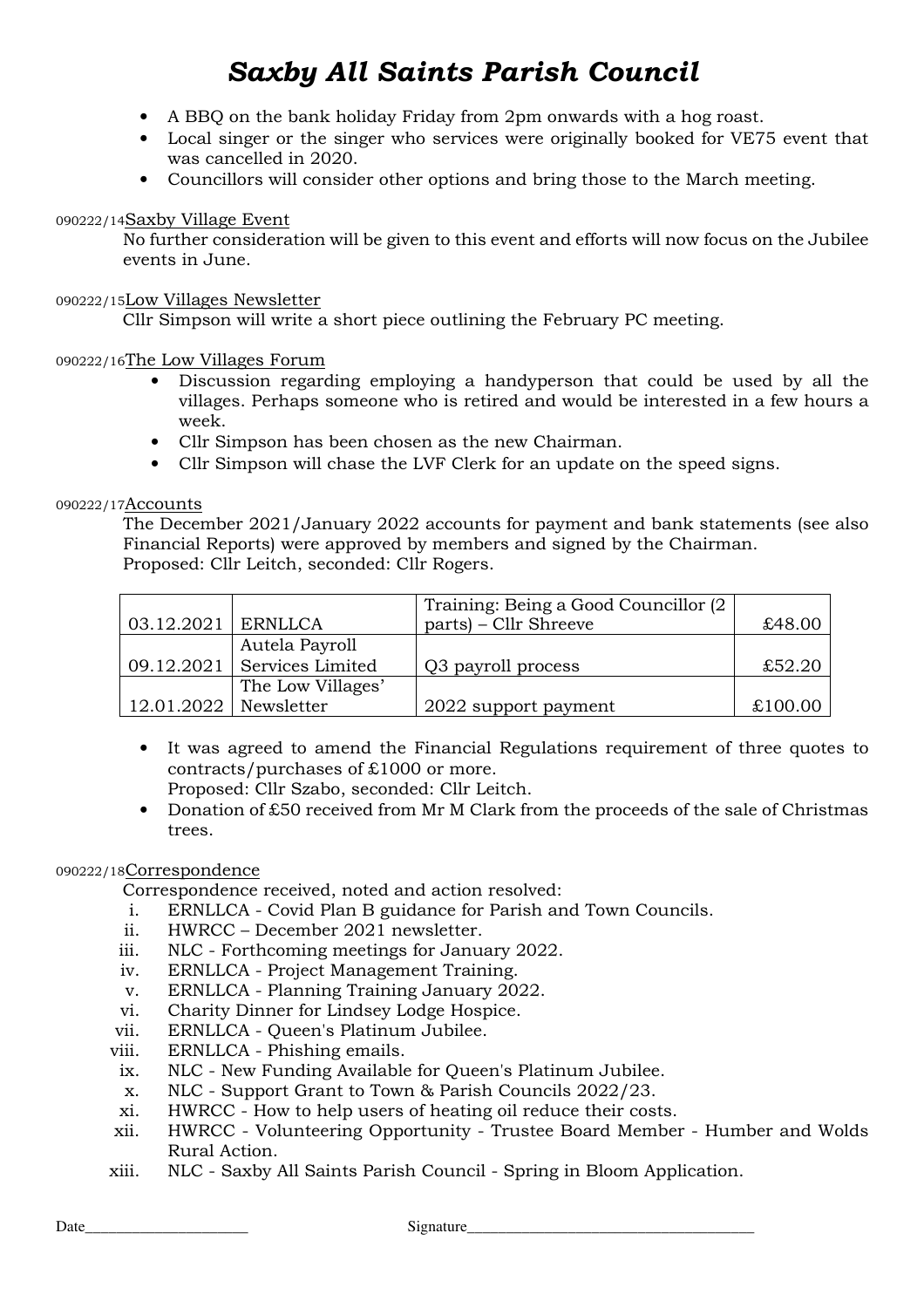- A BBQ on the bank holiday Friday from 2pm onwards with a hog roast.
- Local singer or the singer who services were originally booked for VE75 event that was cancelled in 2020.
- Councillors will consider other options and bring those to the March meeting.

090222/14 Saxby Village Event

No further consideration will be given to this event and efforts will now focus on the Jubilee events in June.

090222/15 Low Villages Newsletter

Cllr Simpson will write a short piece outlining the February PC meeting.

090222/16 The Low Villages Forum

- Discussion regarding employing a handyperson that could be used by all the villages. Perhaps someone who is retired and would be interested in a few hours a week.
- Cllr Simpson has been chosen as the new Chairman.
- Cllr Simpson will chase the LVF Clerk for an update on the speed signs.

090222/17 Accounts

The December 2021/January 2022 accounts for payment and bank statements (see also Financial Reports) were approved by members and signed by the Chairman.
Proposed: Cllr Leitch, seconded: Cllr Rogers.

| | | | |
|---|---|---|---|
| 03.12.2021 | ERNLLCA | Training: Being a Good Councillor (2 parts) – Cllr Shreeve | £48.00 |
| 09.12.2021 | Autela Payroll Services Limited | Q3 payroll process | £52.20 |
| 12.01.2022 | The Low Villages' Newsletter | 2022 support payment | £100.00 |

- It was agreed to amend the Financial Regulations requirement of three quotes to contracts/purchases of £1000 or more.
  Proposed: Cllr Szabo, seconded: Cllr Leitch.
- Donation of £50 received from Mr M Clark from the proceeds of the sale of Christmas trees.

090222/18 Correspondence

Correspondence received, noted and action resolved:

i. ERNLLCA - Covid Plan B guidance for Parish and Town Councils.
ii. HWRCC – December 2021 newsletter.
iii. NLC - Forthcoming meetings for January 2022.
iv. ERNLLCA - Project Management Training.
v. ERNLLCA - Planning Training January 2022.
vi. Charity Dinner for Lindsey Lodge Hospice.
vii. ERNLLCA - Queen's Platinum Jubilee.
viii. ERNLLCA - Phishing emails.
ix. NLC - New Funding Available for Queen's Platinum Jubilee.
x. NLC - Support Grant to Town & Parish Councils 2022/23.
xi. HWRCC - How to help users of heating oil reduce their costs.
xii. HWRCC - Volunteering Opportunity - Trustee Board Member - Humber and Wolds Rural Action.
xiii. NLC - Saxby All Saints Parish Council - Spring in Bloom Application.

Date\_\_\_\_\_\_\_\_\_\_\_\_\_\_\_\_\_\_\_\_ Signature\_\_\_\_\_\_\_\_\_\_\_\_\_\_\_\_\_\_\_\_\_\_\_\_\_\_\_\_\_\_\_\_\_\_\_\_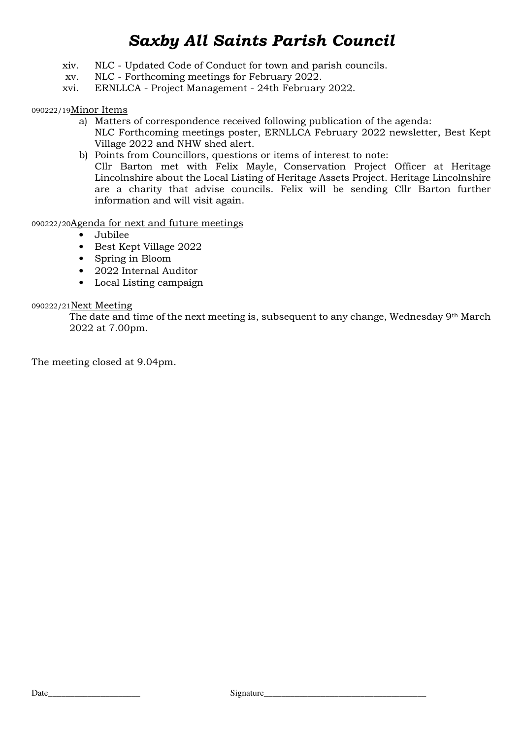# Saxby All Saints Parish Council

xiv. NLC - Updated Code of Conduct for town and parish councils.
xv. NLC - Forthcoming meetings for February 2022.
xvi. ERNLLCA - Project Management - 24th February 2022.

090222/19 Minor Items

a) Matters of correspondence received following publication of the agenda:
NLC Forthcoming meetings poster, ERNLLCA February 2022 newsletter, Best Kept Village 2022 and NHW shed alert.

b) Points from Councillors, questions or items of interest to note:
Cllr Barton met with Felix Mayle, Conservation Project Officer at Heritage Lincolnshire about the Local Listing of Heritage Assets Project. Heritage Lincolnshire are a charity that advise councils. Felix will be sending Cllr Barton further information and will visit again.

090222/20 Agenda for next and future meetings

- Jubilee
- Best Kept Village 2022
- Spring in Bloom
- 2022 Internal Auditor
- Local Listing campaign

090222/21 Next Meeting

The date and time of the next meeting is, subsequent to any change, Wednesday 9th March 2022 at 7.00pm.

The meeting closed at 9.04pm.

Date_____________________ Signature_____________________________________